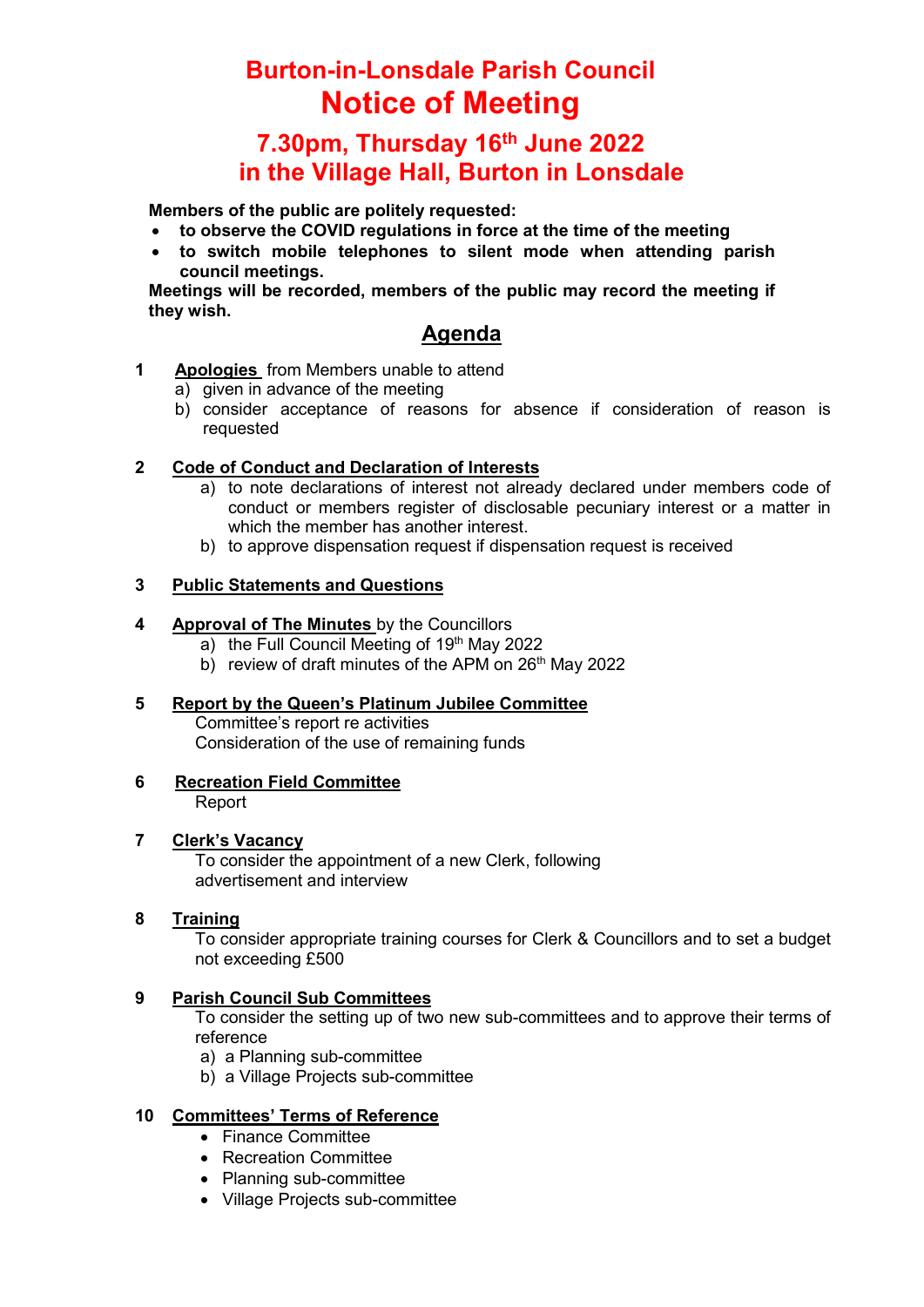# Burton-in-Lonsdale Parish Council

# Notice of Meeting

## 7.30pm, Thursday 16th June 2022
## in the Village Hall, Burton in Lonsdale

**Members of the public are politely requested:**

- **to observe the COVID regulations in force at the time of the meeting**
- **to switch mobile telephones to silent mode when attending parish council meetings.**

**Meetings will be recorded, members of the public may record the meeting if they wish.**

## Agenda

**1 Apologies** from Members unable to attend
  a) given in advance of the meeting
  b) consider acceptance of reasons for absence if consideration of reason is requested

**2 Code of Conduct and Declaration of Interests**
  a) to note declarations of interest not already declared under members code of conduct or members register of disclosable pecuniary interest or a matter in which the member has another interest.
  b) to approve dispensation request if dispensation request is received

**3 Public Statements and Questions**

**4 Approval of The Minutes** by the Councillors
  a) the Full Council Meeting of 19th May 2022
  b) review of draft minutes of the APM on 26th May 2022

**5 Report by the Queen's Platinum Jubilee Committee**
  Committee's report re activities
  Consideration of the use of remaining funds

**6 Recreation Field Committee**
  Report

**7 Clerk's Vacancy**
  To consider the appointment of a new Clerk, following advertisement and interview

**8 Training**
  To consider appropriate training courses for Clerk & Councillors and to set a budget not exceeding £500

**9 Parish Council Sub Committees**
  To consider the setting up of two new sub-committees and to approve their terms of reference
  a) a Planning sub-committee
  b) a Village Projects sub-committee

**10 Committees' Terms of Reference**
- Finance Committee
- Recreation Committee
- Planning sub-committee
- Village Projects sub-committee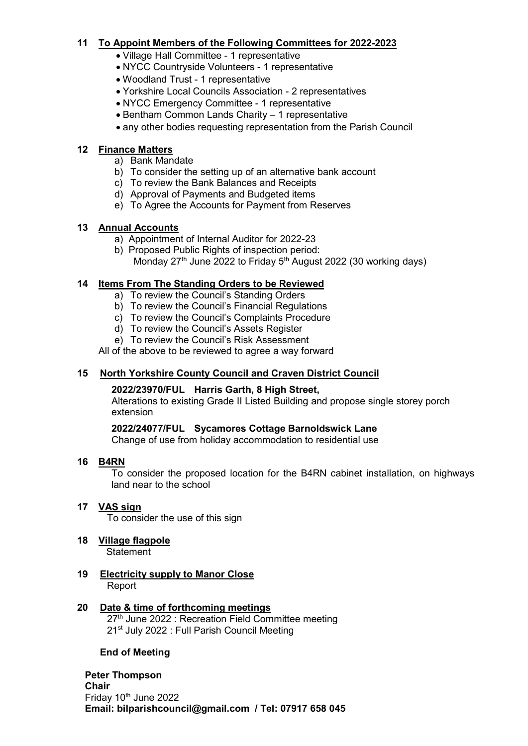## 11 To Appoint Members of the Following Committees for 2022-2023

- Village Hall Committee - 1 representative
- NYCC Countryside Volunteers - 1 representative
- Woodland Trust - 1 representative
- Yorkshire Local Councils Association - 2 representatives
- NYCC Emergency Committee - 1 representative
- Bentham Common Lands Charity – 1 representative
- any other bodies requesting representation from the Parish Council

## 12 Finance Matters

a) Bank Mandate
b) To consider the setting up of an alternative bank account
c) To review the Bank Balances and Receipts
d) Approval of Payments and Budgeted items
e) To Agree the Accounts for Payment from Reserves

## 13 Annual Accounts

a) Appointment of Internal Auditor for 2022-23
b) Proposed Public Rights of inspection period:
Monday 27th June 2022 to Friday 5th August 2022 (30 working days)

## 14 Items From The Standing Orders to be Reviewed

a) To review the Council's Standing Orders
b) To review the Council's Financial Regulations
c) To review the Council's Complaints Procedure
d) To review the Council's Assets Register
e) To review the Council's Risk Assessment

All of the above to be reviewed to agree a way forward

## 15 North Yorkshire County Council and Craven District Council

**2022/23970/FUL Harris Garth, 8 High Street,**
Alterations to existing Grade II Listed Building and propose single storey porch extension

**2022/24077/FUL Sycamores Cottage Barnoldswick Lane**
Change of use from holiday accommodation to residential use

## 16 B4RN

To consider the proposed location for the B4RN cabinet installation, on highways land near to the school

## 17 VAS sign

To consider the use of this sign

## 18 Village flagpole

Statement

## 19 Electricity supply to Manor Close

Report

## 20 Date & time of forthcoming meetings

27th June 2022 : Recreation Field Committee meeting
21st July 2022 : Full Parish Council Meeting

**End of Meeting**

**Peter Thompson**
**Chair**
Friday 10th June 2022
**Email: bilparishcouncil@gmail.com / Tel: 07917 658 045**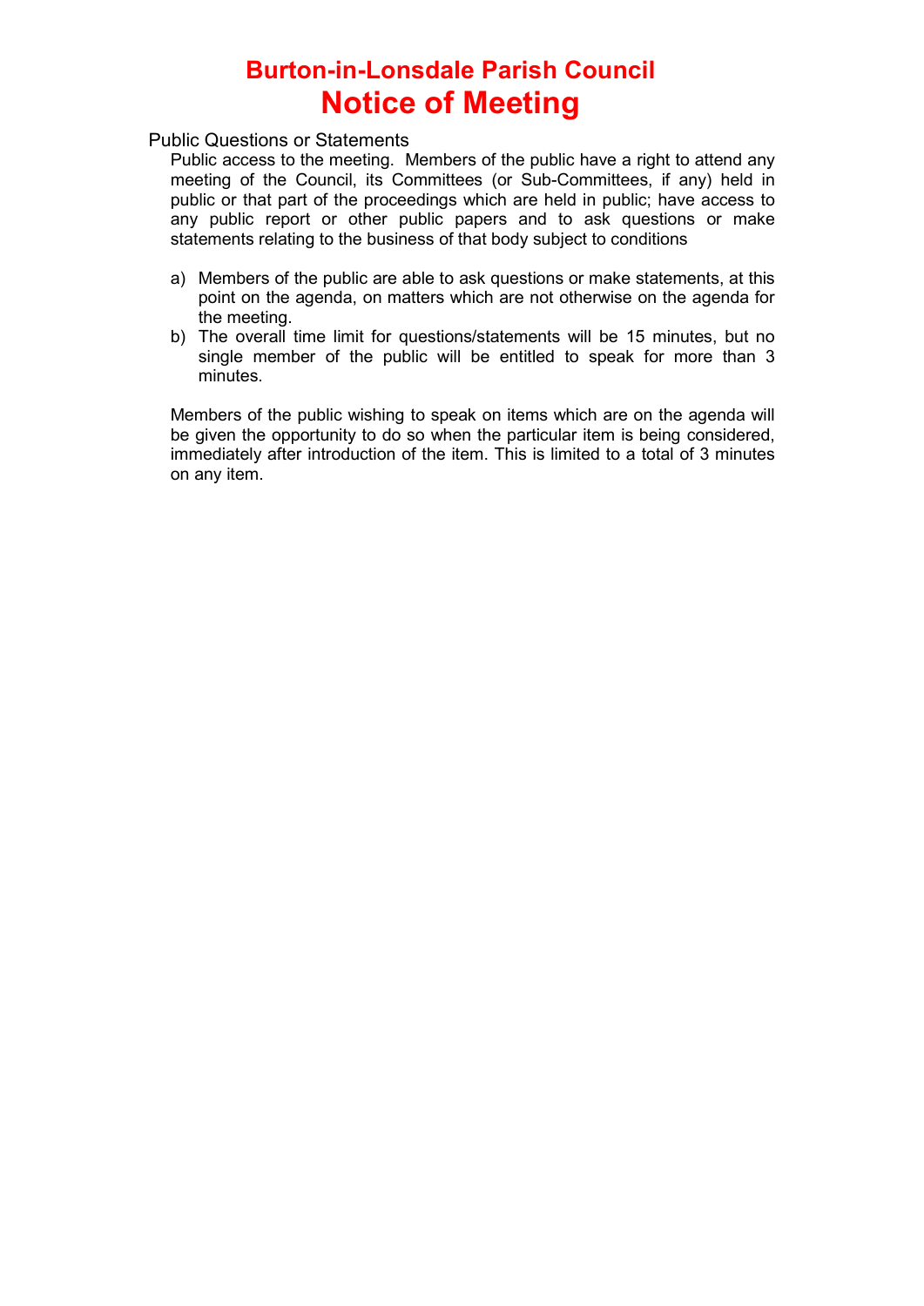# Burton-in-Lonsdale Parish Council
# Notice of Meeting

Public Questions or Statements

Public access to the meeting. Members of the public have a right to attend any meeting of the Council, its Committees (or Sub-Committees, if any) held in public or that part of the proceedings which are held in public; have access to any public report or other public papers and to ask questions or make statements relating to the business of that body subject to conditions

a) Members of the public are able to ask questions or make statements, at this point on the agenda, on matters which are not otherwise on the agenda for the meeting.
b) The overall time limit for questions/statements will be 15 minutes, but no single member of the public will be entitled to speak for more than 3 minutes.

Members of the public wishing to speak on items which are on the agenda will be given the opportunity to do so when the particular item is being considered, immediately after introduction of the item. This is limited to a total of 3 minutes on any item.